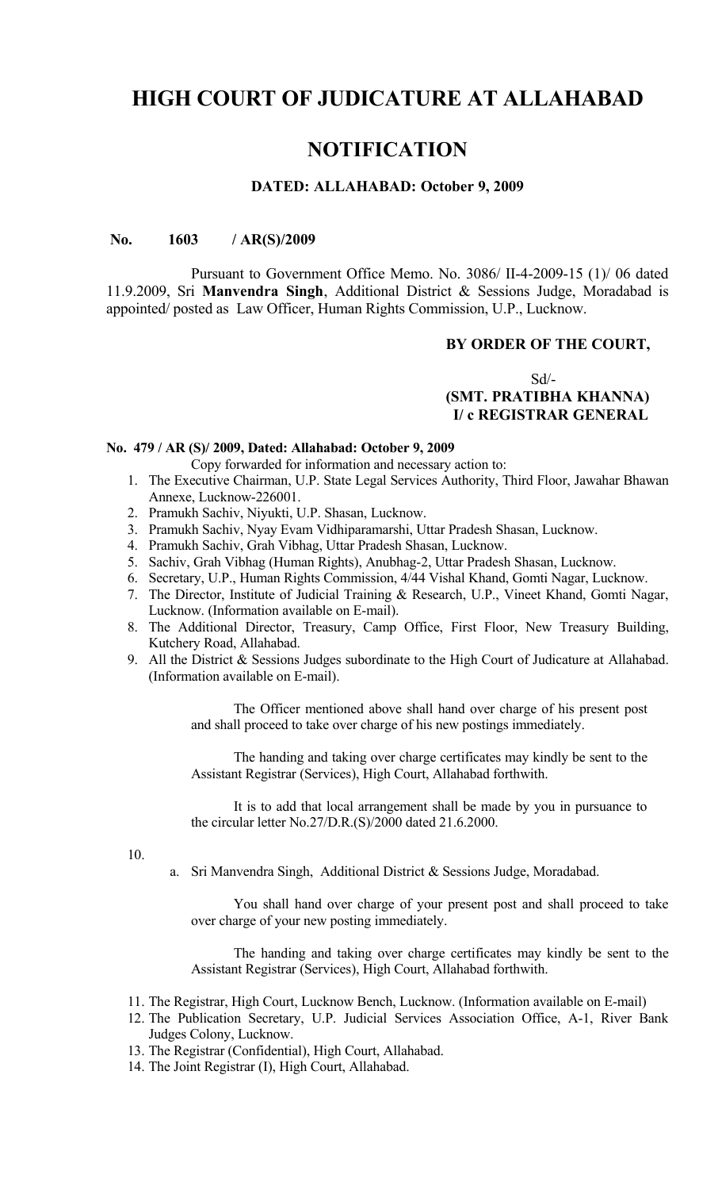# HIGH COURT OF JUDICATURE AT ALLAHABAD

# NOTIFICATION

**DATED: ALLAHABAD: October 9, 2009**

**No. 1603 / AR(S)/2009**

Pursuant to Government Office Memo. No. 3086/ II-4-2009-15 (1)/ 06 dated 11.9.2009, Sri **Manvendra Singh**, Additional District & Sessions Judge, Moradabad is appointed/ posted as Law Officer, Human Rights Commission, U.P., Lucknow.

**BY ORDER OF THE COURT,**

Sd/-
**(SMT. PRATIBHA KHANNA)**
**I/ c REGISTRAR GENERAL**

**No. 479 / AR (S)/ 2009, Dated: Allahabad: October 9, 2009**

Copy forwarded for information and necessary action to:

1. The Executive Chairman, U.P. State Legal Services Authority, Third Floor, Jawahar Bhawan Annexe, Lucknow-226001.
2. Pramukh Sachiv, Niyukti, U.P. Shasan, Lucknow.
3. Pramukh Sachiv, Nyay Evam Vidhiparamarshi, Uttar Pradesh Shasan, Lucknow.
4. Pramukh Sachiv, Grah Vibhag, Uttar Pradesh Shasan, Lucknow.
5. Sachiv, Grah Vibhag (Human Rights), Anubhag-2, Uttar Pradesh Shasan, Lucknow.
6. Secretary, U.P., Human Rights Commission, 4/44 Vishal Khand, Gomti Nagar, Lucknow.
7. The Director, Institute of Judicial Training & Research, U.P., Vineet Khand, Gomti Nagar, Lucknow. (Information available on E-mail).
8. The Additional Director, Treasury, Camp Office, First Floor, New Treasury Building, Kutchery Road, Allahabad.
9. All the District & Sessions Judges subordinate to the High Court of Judicature at Allahabad. (Information available on E-mail).

   The Officer mentioned above shall hand over charge of his present post and shall proceed to take over charge of his new postings immediately.

   The handing and taking over charge certificates may kindly be sent to the Assistant Registrar (Services), High Court, Allahabad forthwith.

   It is to add that local arrangement shall be made by you in pursuance to the circular letter No.27/D.R.(S)/2000 dated 21.6.2000.

10.
    a. Sri Manvendra Singh, Additional District & Sessions Judge, Moradabad.

       You shall hand over charge of your present post and shall proceed to take over charge of your new posting immediately.

       The handing and taking over charge certificates may kindly be sent to the Assistant Registrar (Services), High Court, Allahabad forthwith.

11. The Registrar, High Court, Lucknow Bench, Lucknow. (Information available on E-mail)
12. The Publication Secretary, U.P. Judicial Services Association Office, A-1, River Bank Judges Colony, Lucknow.
13. The Registrar (Confidential), High Court, Allahabad.
14. The Joint Registrar (I), High Court, Allahabad.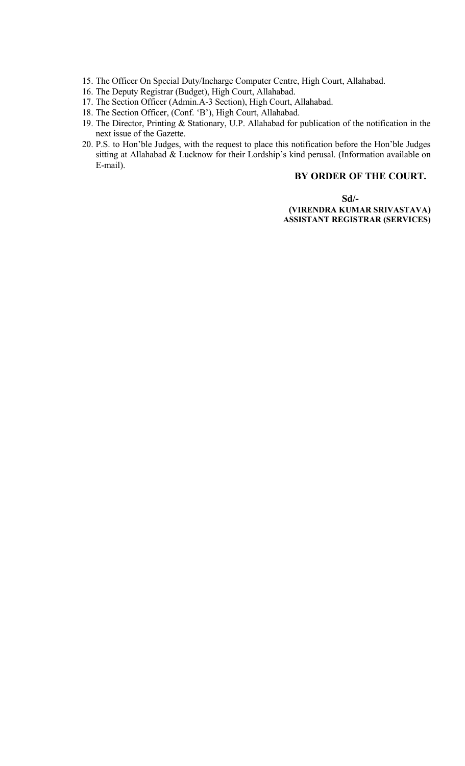15. The Officer On Special Duty/Incharge Computer Centre, High Court, Allahabad.
16. The Deputy Registrar (Budget), High Court, Allahabad.
17. The Section Officer (Admin.A-3 Section), High Court, Allahabad.
18. The Section Officer, (Conf. 'B'), High Court, Allahabad.
19. The Director, Printing & Stationary, U.P. Allahabad for publication of the notification in the next issue of the Gazette.
20. P.S. to Hon'ble Judges, with the request to place this notification before the Hon'ble Judges sitting at Allahabad & Lucknow for their Lordship's kind perusal. (Information available on E-mail).

**BY ORDER OF THE COURT.**

**Sd/-**
**(VIRENDRA KUMAR SRIVASTAVA)**
**ASSISTANT REGISTRAR (SERVICES)**